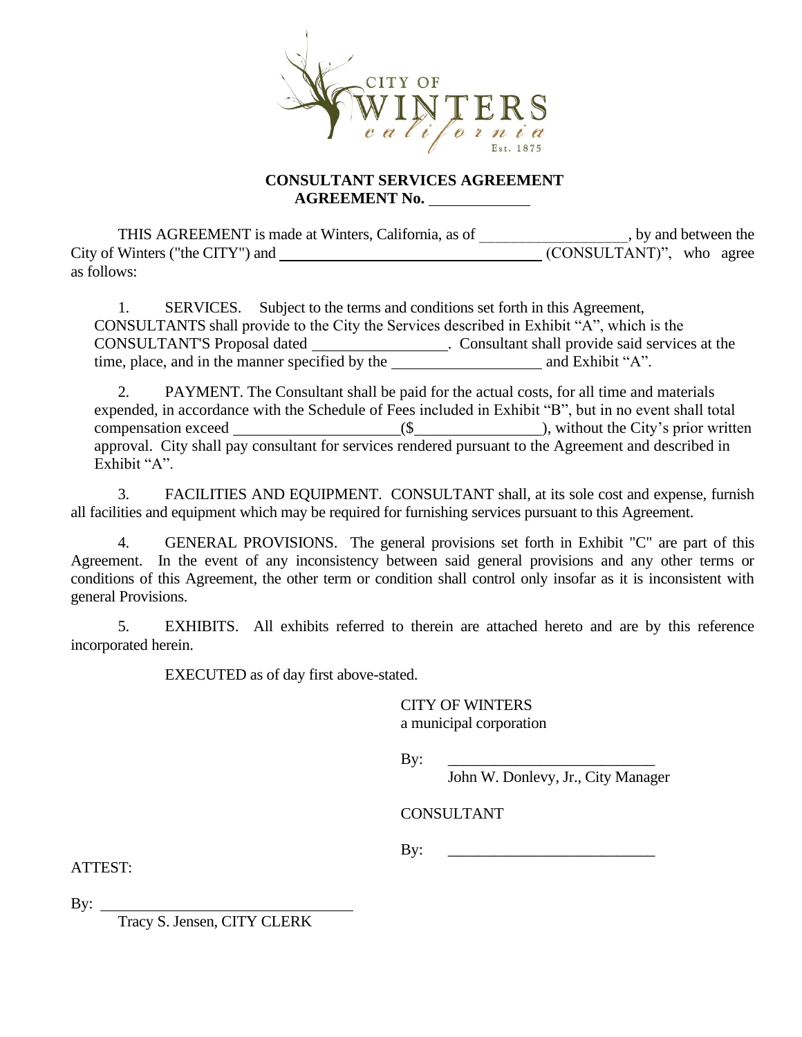**CONSULTANT SERVICES AGREEMENT**
**AGREEMENT No. \_\_\_\_\_\_\_\_\_\_\_\_**

THIS AGREEMENT is made at Winters, California, as of \_\_\_\_\_\_\_\_\_\_\_\_\_\_\_\_\_\_, by and between the City of Winters ("the CITY") and \_\_\_\_\_\_\_\_\_\_\_\_\_\_\_\_\_\_\_\_\_\_\_\_\_\_\_\_\_\_\_\_\_\_ (CONSULTANT)", who agree as follows:

1. SERVICES. Subject to the terms and conditions set forth in this Agreement, CONSULTANTS shall provide to the City the Services described in Exhibit "A", which is the CONSULTANT'S Proposal dated \_\_\_\_\_\_\_\_\_\_\_\_\_\_\_\_. Consultant shall provide said services at the time, place, and in the manner specified by the \_\_\_\_\_\_\_\_\_\_\_\_\_\_\_\_\_\_ and Exhibit "A".

2. PAYMENT. The Consultant shall be paid for the actual costs, for all time and materials expended, in accordance with the Schedule of Fees included in Exhibit "B", but in no event shall total compensation exceed \_\_\_\_\_\_\_\_\_\_\_\_\_\_\_\_\_\_\_\_ ($\_\_\_\_\_\_\_\_\_\_\_\_\_\_\_\_), without the City's prior written approval. City shall pay consultant for services rendered pursuant to the Agreement and described in Exhibit "A".

3. FACILITIES AND EQUIPMENT. CONSULTANT shall, at its sole cost and expense, furnish all facilities and equipment which may be required for furnishing services pursuant to this Agreement.

4. GENERAL PROVISIONS. The general provisions set forth in Exhibit "C" are part of this Agreement. In the event of any inconsistency between said general provisions and any other terms or conditions of this Agreement, the other term or condition shall control only insofar as it is inconsistent with general Provisions.

5. EXHIBITS. All exhibits referred to therein are attached hereto and are by this reference incorporated herein.

EXECUTED as of day first above-stated.

CITY OF WINTERS
a municipal corporation

By: \_\_\_\_\_\_\_\_\_\_\_\_\_\_\_\_\_\_\_\_\_\_\_\_\_\_
John W. Donlevy, Jr., City Manager

CONSULTANT

By: \_\_\_\_\_\_\_\_\_\_\_\_\_\_\_\_\_\_\_\_\_\_\_\_\_\_

ATTEST:

By: \_\_\_\_\_\_\_\_\_\_\_\_\_\_\_\_\_\_\_\_\_\_\_\_\_\_\_\_\_\_
Tracy S. Jensen, CITY CLERK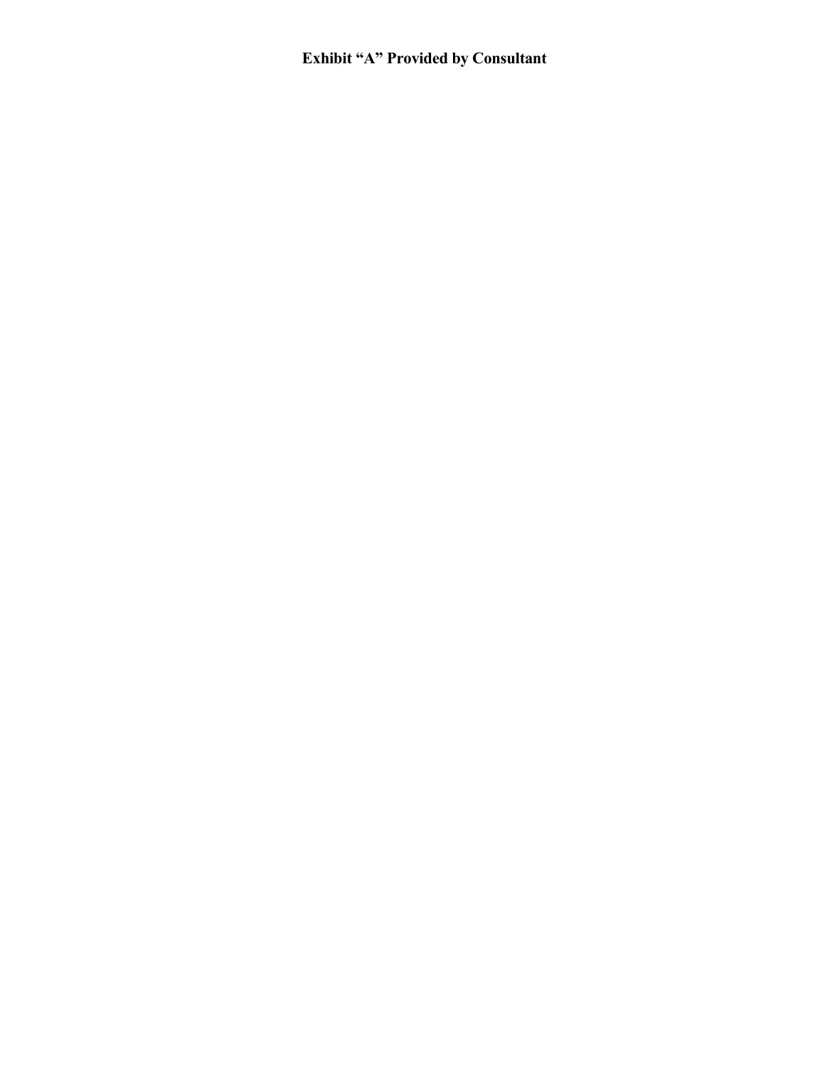**Exhibit "A" Provided by Consultant**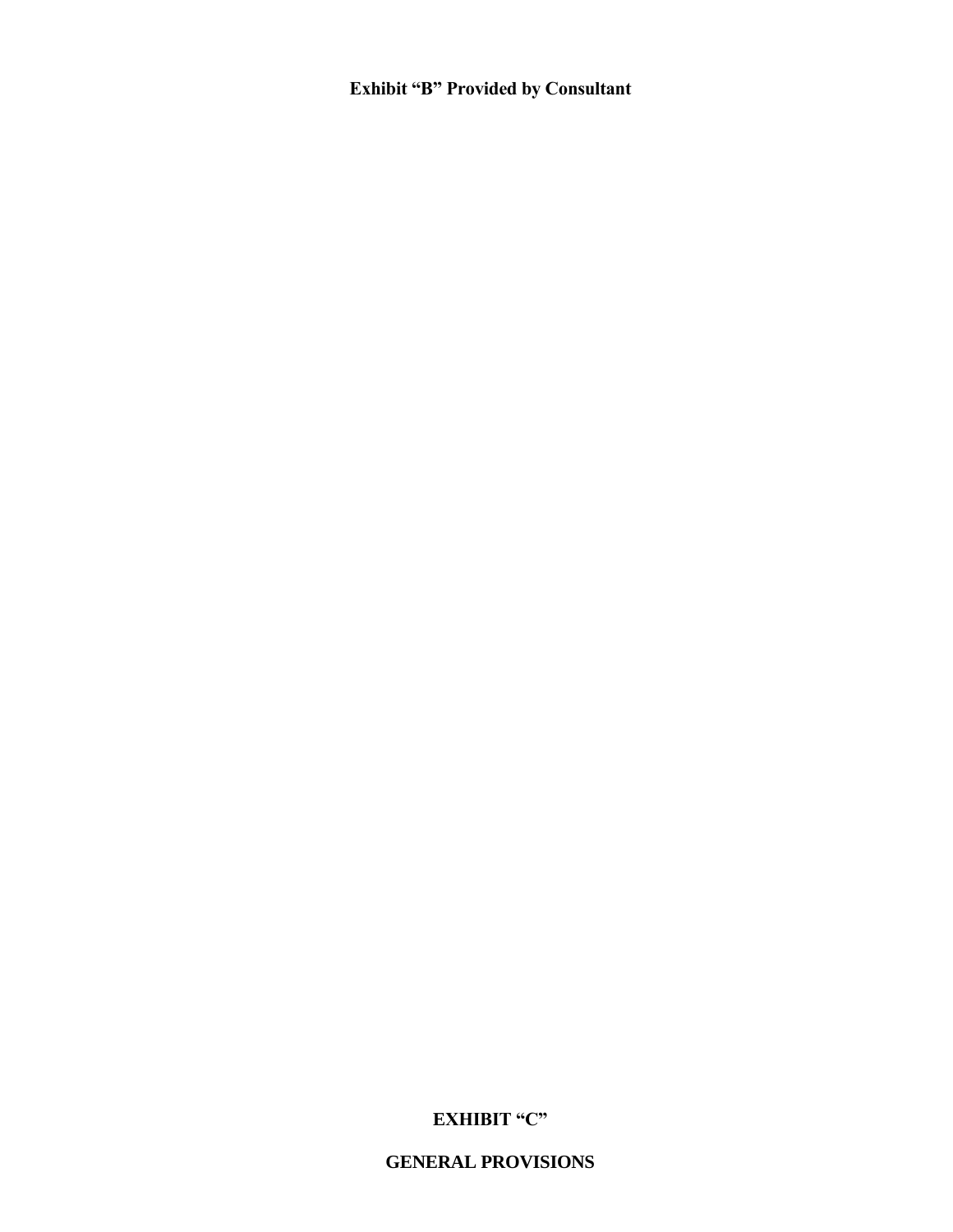**Exhibit "B" Provided by Consultant**

# EXHIBIT "C"

## GENERAL PROVISIONS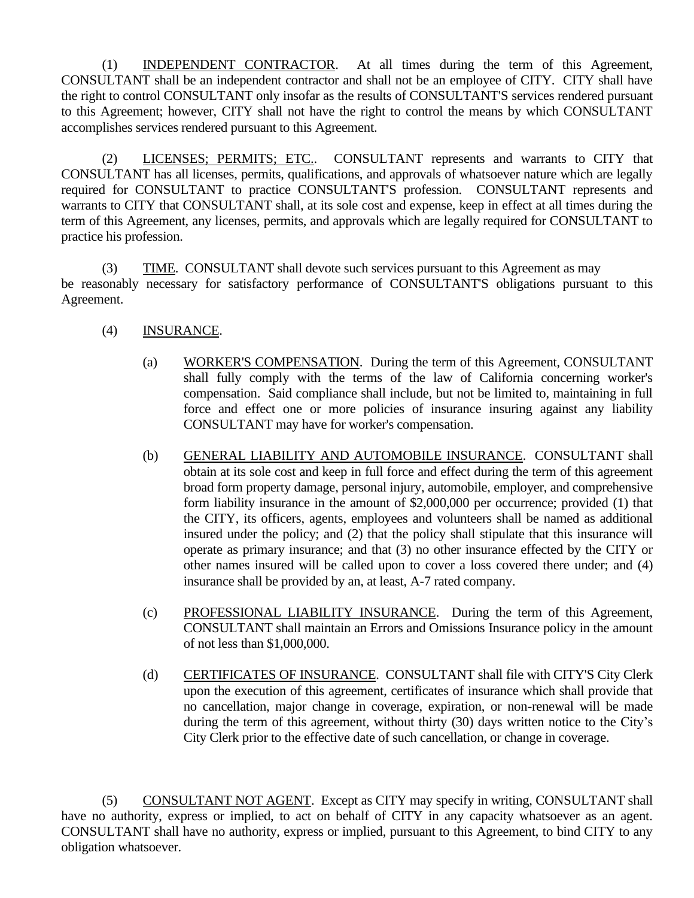(1) INDEPENDENT CONTRACTOR. At all times during the term of this Agreement, CONSULTANT shall be an independent contractor and shall not be an employee of CITY. CITY shall have the right to control CONSULTANT only insofar as the results of CONSULTANT'S services rendered pursuant to this Agreement; however, CITY shall not have the right to control the means by which CONSULTANT accomplishes services rendered pursuant to this Agreement.

(2) LICENSES; PERMITS; ETC.. CONSULTANT represents and warrants to CITY that CONSULTANT has all licenses, permits, qualifications, and approvals of whatsoever nature which are legally required for CONSULTANT to practice CONSULTANT'S profession. CONSULTANT represents and warrants to CITY that CONSULTANT shall, at its sole cost and expense, keep in effect at all times during the term of this Agreement, any licenses, permits, and approvals which are legally required for CONSULTANT to practice his profession.

(3) TIME. CONSULTANT shall devote such services pursuant to this Agreement as may be reasonably necessary for satisfactory performance of CONSULTANT'S obligations pursuant to this Agreement.

(4) INSURANCE.

(a) WORKER'S COMPENSATION. During the term of this Agreement, CONSULTANT shall fully comply with the terms of the law of California concerning worker's compensation. Said compliance shall include, but not be limited to, maintaining in full force and effect one or more policies of insurance insuring against any liability CONSULTANT may have for worker's compensation.

(b) GENERAL LIABILITY AND AUTOMOBILE INSURANCE. CONSULTANT shall obtain at its sole cost and keep in full force and effect during the term of this agreement broad form property damage, personal injury, automobile, employer, and comprehensive form liability insurance in the amount of $2,000,000 per occurrence; provided (1) that the CITY, its officers, agents, employees and volunteers shall be named as additional insured under the policy; and (2) that the policy shall stipulate that this insurance will operate as primary insurance; and that (3) no other insurance effected by the CITY or other names insured will be called upon to cover a loss covered there under; and (4) insurance shall be provided by an, at least, A-7 rated company.

(c) PROFESSIONAL LIABILITY INSURANCE. During the term of this Agreement, CONSULTANT shall maintain an Errors and Omissions Insurance policy in the amount of not less than $1,000,000.

(d) CERTIFICATES OF INSURANCE. CONSULTANT shall file with CITY'S City Clerk upon the execution of this agreement, certificates of insurance which shall provide that no cancellation, major change in coverage, expiration, or non-renewal will be made during the term of this agreement, without thirty (30) days written notice to the City's City Clerk prior to the effective date of such cancellation, or change in coverage.

(5) CONSULTANT NOT AGENT. Except as CITY may specify in writing, CONSULTANT shall have no authority, express or implied, to act on behalf of CITY in any capacity whatsoever as an agent. CONSULTANT shall have no authority, express or implied, pursuant to this Agreement, to bind CITY to any obligation whatsoever.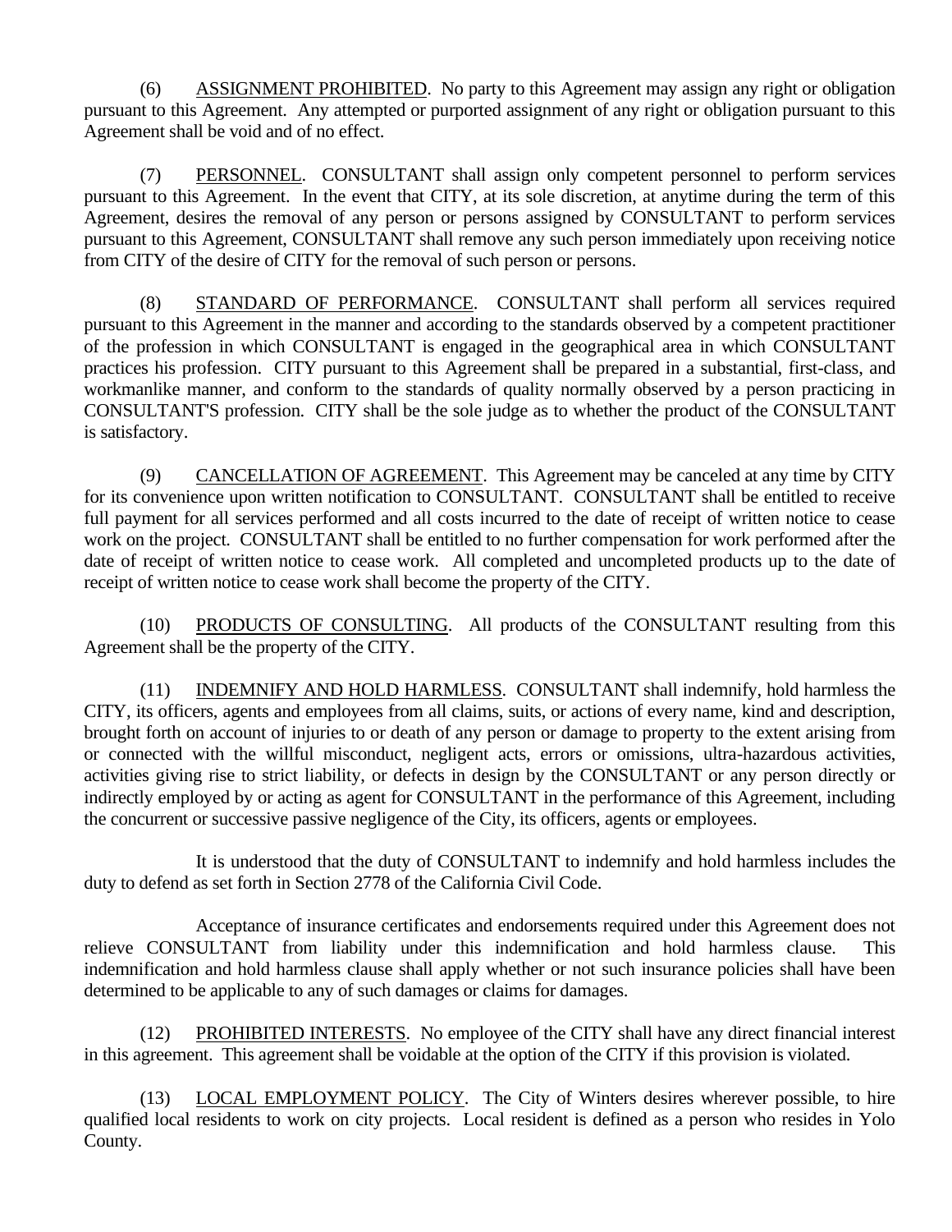(6) <u>ASSIGNMENT PROHIBITED</u>. No party to this Agreement may assign any right or obligation pursuant to this Agreement. Any attempted or purported assignment of any right or obligation pursuant to this Agreement shall be void and of no effect.

(7) <u>PERSONNEL</u>. CONSULTANT shall assign only competent personnel to perform services pursuant to this Agreement. In the event that CITY, at its sole discretion, at anytime during the term of this Agreement, desires the removal of any person or persons assigned by CONSULTANT to perform services pursuant to this Agreement, CONSULTANT shall remove any such person immediately upon receiving notice from CITY of the desire of CITY for the removal of such person or persons.

(8) <u>STANDARD OF PERFORMANCE</u>. CONSULTANT shall perform all services required pursuant to this Agreement in the manner and according to the standards observed by a competent practitioner of the profession in which CONSULTANT is engaged in the geographical area in which CONSULTANT practices his profession. CITY pursuant to this Agreement shall be prepared in a substantial, first-class, and workmanlike manner, and conform to the standards of quality normally observed by a person practicing in CONSULTANT'S profession. CITY shall be the sole judge as to whether the product of the CONSULTANT is satisfactory.

(9) <u>CANCELLATION OF AGREEMENT</u>. This Agreement may be canceled at any time by CITY for its convenience upon written notification to CONSULTANT. CONSULTANT shall be entitled to receive full payment for all services performed and all costs incurred to the date of receipt of written notice to cease work on the project. CONSULTANT shall be entitled to no further compensation for work performed after the date of receipt of written notice to cease work. All completed and uncompleted products up to the date of receipt of written notice to cease work shall become the property of the CITY.

(10) <u>PRODUCTS OF CONSULTING</u>. All products of the CONSULTANT resulting from this Agreement shall be the property of the CITY.

(11) <u>INDEMNIFY AND HOLD HARMLESS</u>. CONSULTANT shall indemnify, hold harmless the CITY, its officers, agents and employees from all claims, suits, or actions of every name, kind and description, brought forth on account of injuries to or death of any person or damage to property to the extent arising from or connected with the willful misconduct, negligent acts, errors or omissions, ultra-hazardous activities, activities giving rise to strict liability, or defects in design by the CONSULTANT or any person directly or indirectly employed by or acting as agent for CONSULTANT in the performance of this Agreement, including the concurrent or successive passive negligence of the City, its officers, agents or employees.

It is understood that the duty of CONSULTANT to indemnify and hold harmless includes the duty to defend as set forth in Section 2778 of the California Civil Code.

Acceptance of insurance certificates and endorsements required under this Agreement does not relieve CONSULTANT from liability under this indemnification and hold harmless clause. This indemnification and hold harmless clause shall apply whether or not such insurance policies shall have been determined to be applicable to any of such damages or claims for damages.

(12) <u>PROHIBITED INTERESTS</u>. No employee of the CITY shall have any direct financial interest in this agreement. This agreement shall be voidable at the option of the CITY if this provision is violated.

(13) <u>LOCAL EMPLOYMENT POLICY</u>. The City of Winters desires wherever possible, to hire qualified local residents to work on city projects. Local resident is defined as a person who resides in Yolo County.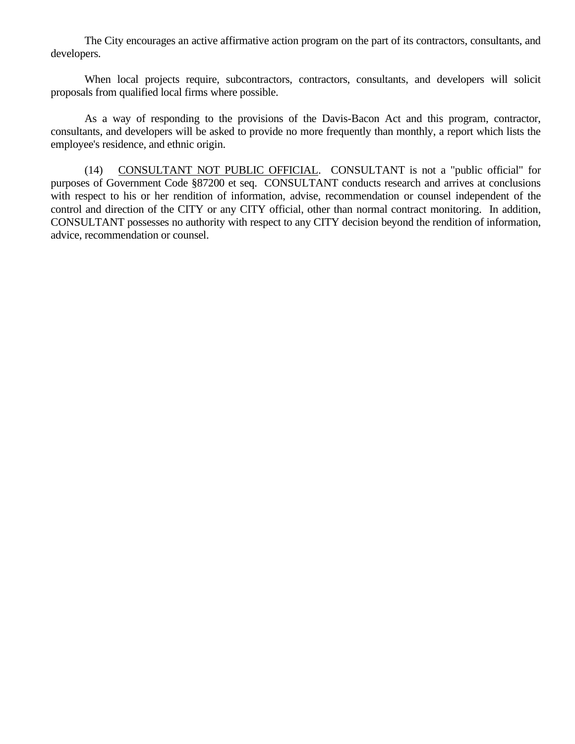The City encourages an active affirmative action program on the part of its contractors, consultants, and developers.

When local projects require, subcontractors, contractors, consultants, and developers will solicit proposals from qualified local firms where possible.

As a way of responding to the provisions of the Davis-Bacon Act and this program, contractor, consultants, and developers will be asked to provide no more frequently than monthly, a report which lists the employee's residence, and ethnic origin.

(14) CONSULTANT NOT PUBLIC OFFICIAL. CONSULTANT is not a "public official" for purposes of Government Code §87200 et seq. CONSULTANT conducts research and arrives at conclusions with respect to his or her rendition of information, advise, recommendation or counsel independent of the control and direction of the CITY or any CITY official, other than normal contract monitoring. In addition, CONSULTANT possesses no authority with respect to any CITY decision beyond the rendition of information, advice, recommendation or counsel.